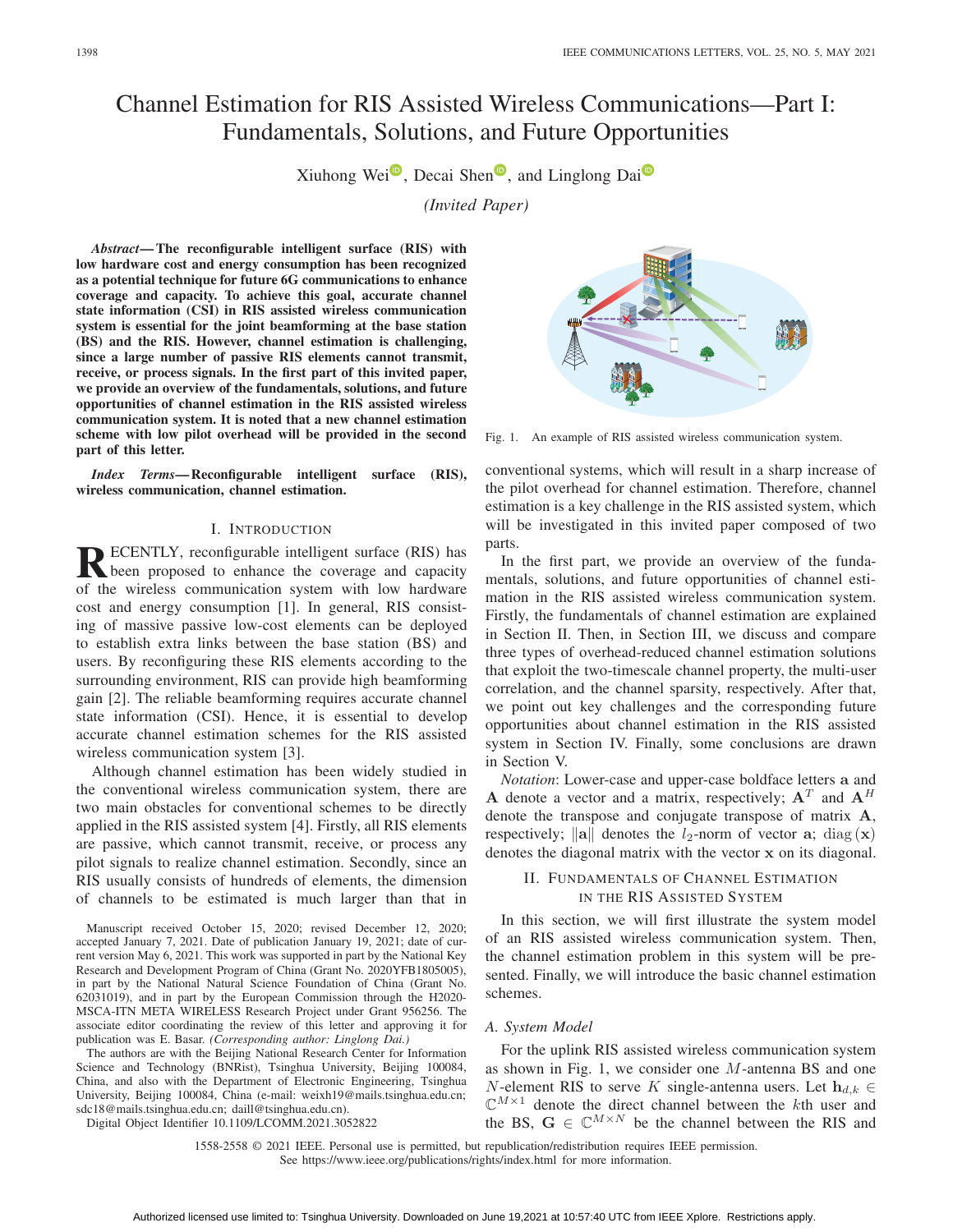# Channel Estimation for RIS Assisted Wireless Communications—Part I: Fundamentals, Solutions, and Future Opportunities

Xiuhong Wei, Decai Shen, and Linglong Dai

*(Invited Paper)*

***Abstract*— The reconfigurable intelligent surface (RIS) with low hardware cost and energy consumption has been recognized as a potential technique for future 6G communications to enhance coverage and capacity. To achieve this goal, accurate channel state information (CSI) in RIS assisted wireless communication system is essential for the joint beamforming at the base station (BS) and the RIS. However, channel estimation is challenging, since a large number of passive RIS elements cannot transmit, receive, or process signals. In the first part of this invited paper, we provide an overview of the fundamentals, solutions, and future opportunities of channel estimation in the RIS assisted wireless communication system. It is noted that a new channel estimation scheme with low pilot overhead will be provided in the second part of this letter.**

***Index Terms*— Reconfigurable intelligent surface (RIS), wireless communication, channel estimation.**

## I. Introduction

RECENTLY, reconfigurable intelligent surface (RIS) has been proposed to enhance the coverage and capacity of the wireless communication system with low hardware cost and energy consumption [1]. In general, RIS consisting of massive passive low-cost elements can be deployed to establish extra links between the base station (BS) and users. By reconfiguring these RIS elements according to the surrounding environment, RIS can provide high beamforming gain [2]. The reliable beamforming requires accurate channel state information (CSI). Hence, it is essential to develop accurate channel estimation schemes for the RIS assisted wireless communication system [3].

Although channel estimation has been widely studied in the conventional wireless communication system, there are two main obstacles for conventional schemes to be directly applied in the RIS assisted system [4]. Firstly, all RIS elements are passive, which cannot transmit, receive, or process any pilot signals to realize channel estimation. Secondly, since an RIS usually consists of hundreds of elements, the dimension of channels to be estimated is much larger than that in conventional systems, which will result in a sharp increase of the pilot overhead for channel estimation. Therefore, channel estimation is a key challenge in the RIS assisted system, which will be investigated in this invited paper composed of two parts.

In the first part, we provide an overview of the fundamentals, solutions, and future opportunities of channel estimation in the RIS assisted wireless communication system. Firstly, the fundamentals of channel estimation are explained in Section II. Then, in Section III, we discuss and compare three types of overhead-reduced channel estimation solutions that exploit the two-timescale channel property, the multi-user correlation, and the channel sparsity, respectively. After that, we point out key challenges and the corresponding future opportunities about channel estimation in the RIS assisted system in Section IV. Finally, some conclusions are drawn in Section V.

*Notation*: Lower-case and upper-case boldface letters $\mathbf{a}$ and $\mathbf{A}$ denote a vector and a matrix, respectively; $\mathbf{A}^T$ and $\mathbf{A}^H$ denote the transpose and conjugate transpose of matrix $\mathbf{A}$, respectively; $\|\mathbf{a}\|$ denotes the $l_2$-norm of vector $\mathbf{a}$; $\mathrm{diag}(\mathbf{x})$ denotes the diagonal matrix with the vector $\mathbf{x}$ on its diagonal.

Fig. 1. An example of RIS assisted wireless communication system.

## II. Fundamentals of Channel Estimation in the RIS Assisted System

In this section, we will first illustrate the system model of an RIS assisted wireless communication system. Then, the channel estimation problem in this system will be presented. Finally, we will introduce the basic channel estimation schemes.

### A. System Model

For the uplink RIS assisted wireless communication system as shown in Fig. 1, we consider one $M$-antenna BS and one $N$-element RIS to serve $K$ single-antenna users. Let $\mathbf{h}_{d,k} \in \mathbb{C}^{M\times 1}$ denote the direct channel between the $k$th user and the BS, $\mathbf{G} \in \mathbb{C}^{M\times N}$ be the channel between the RIS and

Manuscript received October 15, 2020; revised December 12, 2020; accepted January 7, 2021. Date of publication January 19, 2021; date of current version May 6, 2021. This work was supported in part by the National Key Research and Development Program of China (Grant No. 2020YFB1805005), in part by the National Natural Science Foundation of China (Grant No. 62031019), and in part by the European Commission through the H2020-MSCA-ITN META WIRELESS Research Project under Grant 956256. The associate editor coordinating the review of this letter and approving it for publication was E. Basar. *(Corresponding author: Linglong Dai.)*

The authors are with the Beijing National Research Center for Information Science and Technology (BNRist), Tsinghua University, Beijing 100084, China, and also with the Department of Electronic Engineering, Tsinghua University, Beijing 100084, China (e-mail: weixh19@mails.tsinghua.edu.cn; sdc18@mails.tsinghua.edu.cn; daill@tsinghua.edu.cn).

Digital Object Identifier 10.1109/LCOMM.2021.3052822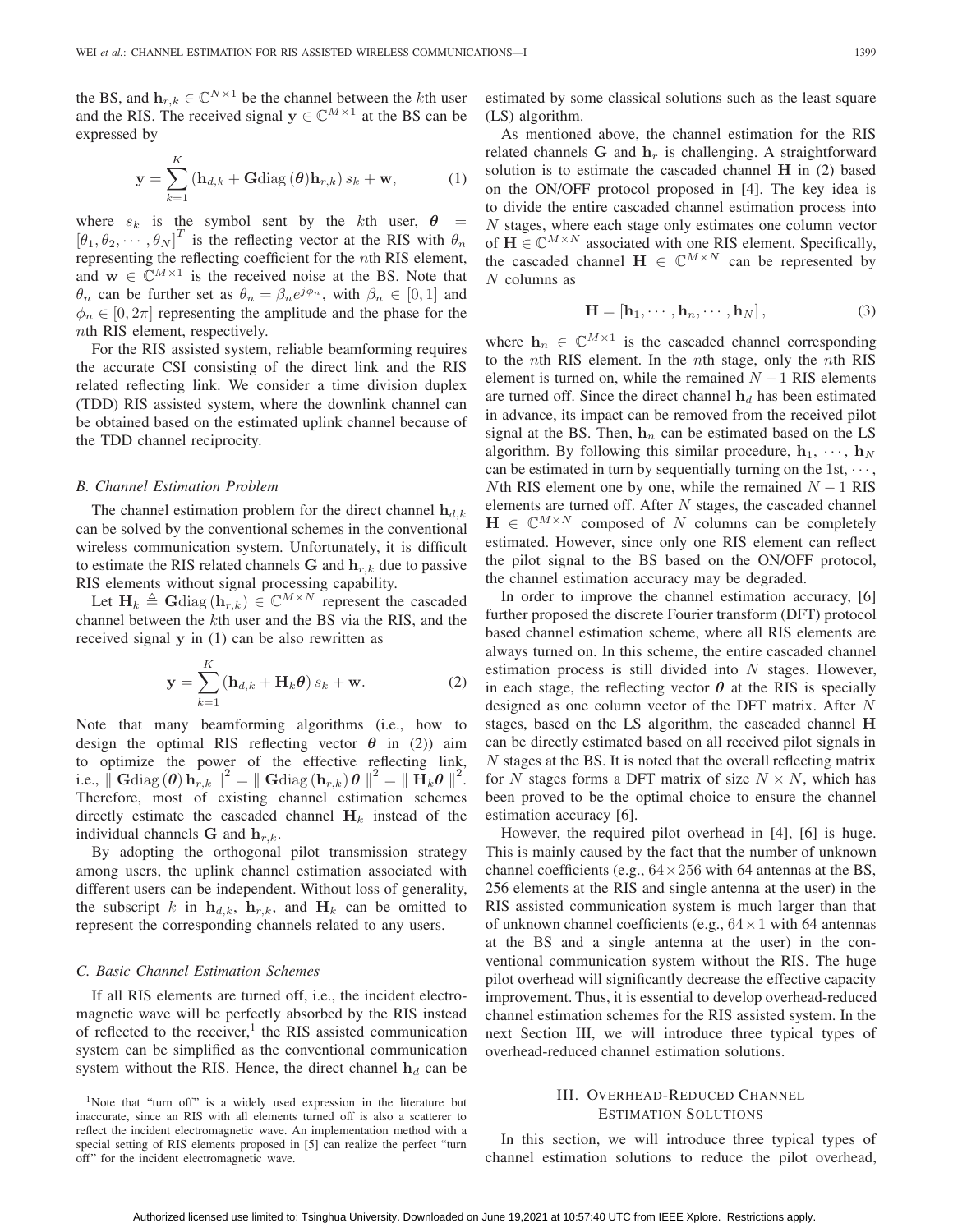the BS, and $\mathbf{h}_{r,k} \in \mathbb{C}^{N\times 1}$ be the channel between the $k$th user and the RIS. The received signal $\mathbf{y} \in \mathbb{C}^{M\times 1}$ at the BS can be expressed by

$$\mathbf{y} = \sum_{k=1}^{K} \left(\mathbf{h}_{d,k} + \mathbf{G}\mathrm{diag}\left(\boldsymbol{\theta}\right)\mathbf{h}_{r,k}\right) s_k + \mathbf{w}, \tag{1}$$

where $s_k$ is the symbol sent by the $k$th user, $\boldsymbol{\theta} = [\theta_1, \theta_2, \cdots, \theta_N]^T$ is the reflecting vector at the RIS with $\theta_n$ representing the reflecting coefficient for the $n$th RIS element, and $\mathbf{w} \in \mathbb{C}^{M\times 1}$ is the received noise at the BS. Note that $\theta_n$ can be further set as $\theta_n = \beta_n e^{j\phi_n}$, with $\beta_n \in [0, 1]$ and $\phi_n \in [0, 2\pi]$ representing the amplitude and the phase for the $n$th RIS element, respectively.

For the RIS assisted system, reliable beamforming requires the accurate CSI consisting of the direct link and the RIS related reflecting link. We consider a time division duplex (TDD) RIS assisted system, where the downlink channel can be obtained based on the estimated uplink channel because of the TDD channel reciprocity.

### B. Channel Estimation Problem

The channel estimation problem for the direct channel $\mathbf{h}_{d,k}$ can be solved by the conventional schemes in the conventional wireless communication system. Unfortunately, it is difficult to estimate the RIS related channels $\mathbf{G}$ and $\mathbf{h}_{r,k}$ due to passive RIS elements without signal processing capability.

Let $\mathbf{H}_k \triangleq \mathbf{G}\mathrm{diag}\left(\mathbf{h}_{r,k}\right) \in \mathbb{C}^{M\times N}$ represent the cascaded channel between the $k$th user and the BS via the RIS, and the received signal $\mathbf{y}$ in (1) can be also rewritten as

$$\mathbf{y} = \sum_{k=1}^{K} \left(\mathbf{h}_{d,k} + \mathbf{H}_k\boldsymbol{\theta}\right) s_k + \mathbf{w}. \tag{2}$$

Note that many beamforming algorithms (i.e., how to design the optimal RIS reflecting vector $\boldsymbol{\theta}$ in (2)) aim to optimize the power of the effective reflecting link, i.e., $\| \mathbf{G}\mathrm{diag}\left(\boldsymbol{\theta}\right)\mathbf{h}_{r,k} \|^2 = \| \mathbf{G}\mathrm{diag}\left(\mathbf{h}_{r,k}\right)\boldsymbol{\theta} \|^2 = \| \mathbf{H}_k\boldsymbol{\theta} \|^2$. Therefore, most of existing channel estimation schemes directly estimate the cascaded channel $\mathbf{H}_k$ instead of the individual channels $\mathbf{G}$ and $\mathbf{h}_{r,k}$.

By adopting the orthogonal pilot transmission strategy among users, the uplink channel estimation associated with different users can be independent. Without loss of generality, the subscript $k$ in $\mathbf{h}_{d,k}$, $\mathbf{h}_{r,k}$, and $\mathbf{H}_k$ can be omitted to represent the corresponding channels related to any users.

### C. Basic Channel Estimation Schemes

If all RIS elements are turned off, i.e., the incident electromagnetic wave will be perfectly absorbed by the RIS instead of reflected to the receiver,[1] the RIS assisted communication system can be simplified as the conventional communication system without the RIS. Hence, the direct channel $\mathbf{h}_d$ can be estimated by some classical solutions such as the least square (LS) algorithm.

As mentioned above, the channel estimation for the RIS related channels $\mathbf{G}$ and $\mathbf{h}_r$ is challenging. A straightforward solution is to estimate the cascaded channel $\mathbf{H}$ in (2) based on the ON/OFF protocol proposed in [4]. The key idea is to divide the entire cascaded channel estimation process into $N$ stages, where each stage only estimates one column vector of $\mathbf{H} \in \mathbb{C}^{M\times N}$ associated with one RIS element. Specifically, the cascaded channel $\mathbf{H} \in \mathbb{C}^{M\times N}$ can be represented by $N$ columns as

$$\mathbf{H} = \left[\mathbf{h}_1, \cdots, \mathbf{h}_n, \cdots, \mathbf{h}_N\right], \tag{3}$$

where $\mathbf{h}_n \in \mathbb{C}^{M\times 1}$ is the cascaded channel corresponding to the $n$th RIS element. In the $n$th stage, only the $n$th RIS element is turned on, while the remained $N-1$ RIS elements are turned off. Since the direct channel $\mathbf{h}_d$ has been estimated in advance, its impact can be removed from the received pilot signal at the BS. Then, $\mathbf{h}_n$ can be estimated based on the LS algorithm. By following this similar procedure, $\mathbf{h}_1, \cdots, \mathbf{h}_N$ can be estimated in turn by sequentially turning on the 1st, $\cdots$, $N$th RIS element one by one, while the remained $N-1$ RIS elements are turned off. After $N$ stages, the cascaded channel $\mathbf{H} \in \mathbb{C}^{M\times N}$ composed of $N$ columns can be completely estimated. However, since only one RIS element can reflect the pilot signal to the BS based on the ON/OFF protocol, the channel estimation accuracy may be degraded.

In order to improve the channel estimation accuracy, [6] further proposed the discrete Fourier transform (DFT) protocol based channel estimation scheme, where all RIS elements are always turned on. In this scheme, the entire cascaded channel estimation process is still divided into $N$ stages. However, in each stage, the reflecting vector $\boldsymbol{\theta}$ at the RIS is specially designed as one column vector of the DFT matrix. After $N$ stages, based on the LS algorithm, the cascaded channel $\mathbf{H}$ can be directly estimated based on all received pilot signals in $N$ stages at the BS. It is noted that the overall reflecting matrix for $N$ stages forms a DFT matrix of size $N \times N$, which has been proved to be the optimal choice to ensure the channel estimation accuracy [6].

However, the required pilot overhead in [4], [6] is huge. This is mainly caused by the fact that the number of unknown channel coefficients (e.g., $64\times 256$ with 64 antennas at the BS, 256 elements at the RIS and single antenna at the user) in the RIS assisted communication system is much larger than that of unknown channel coefficients (e.g., $64\times 1$ with 64 antennas at the BS and a single antenna at the user) in the conventional communication system without the RIS. The huge pilot overhead will significantly decrease the effective capacity improvement. Thus, it is essential to develop overhead-reduced channel estimation schemes for the RIS assisted system. In the next Section III, we will introduce three typical types of overhead-reduced channel estimation solutions.

## III. Overhead-Reduced Channel Estimation Solutions

In this section, we will introduce three typical types of channel estimation solutions to reduce the pilot overhead,

[1]Note that "turn off" is a widely used expression in the literature but inaccurate, since an RIS with all elements turned off is also a scatterer to reflect the incident electromagnetic wave. An implementation method with a special setting of RIS elements proposed in [5] can realize the perfect "turn off" for the incident electromagnetic wave.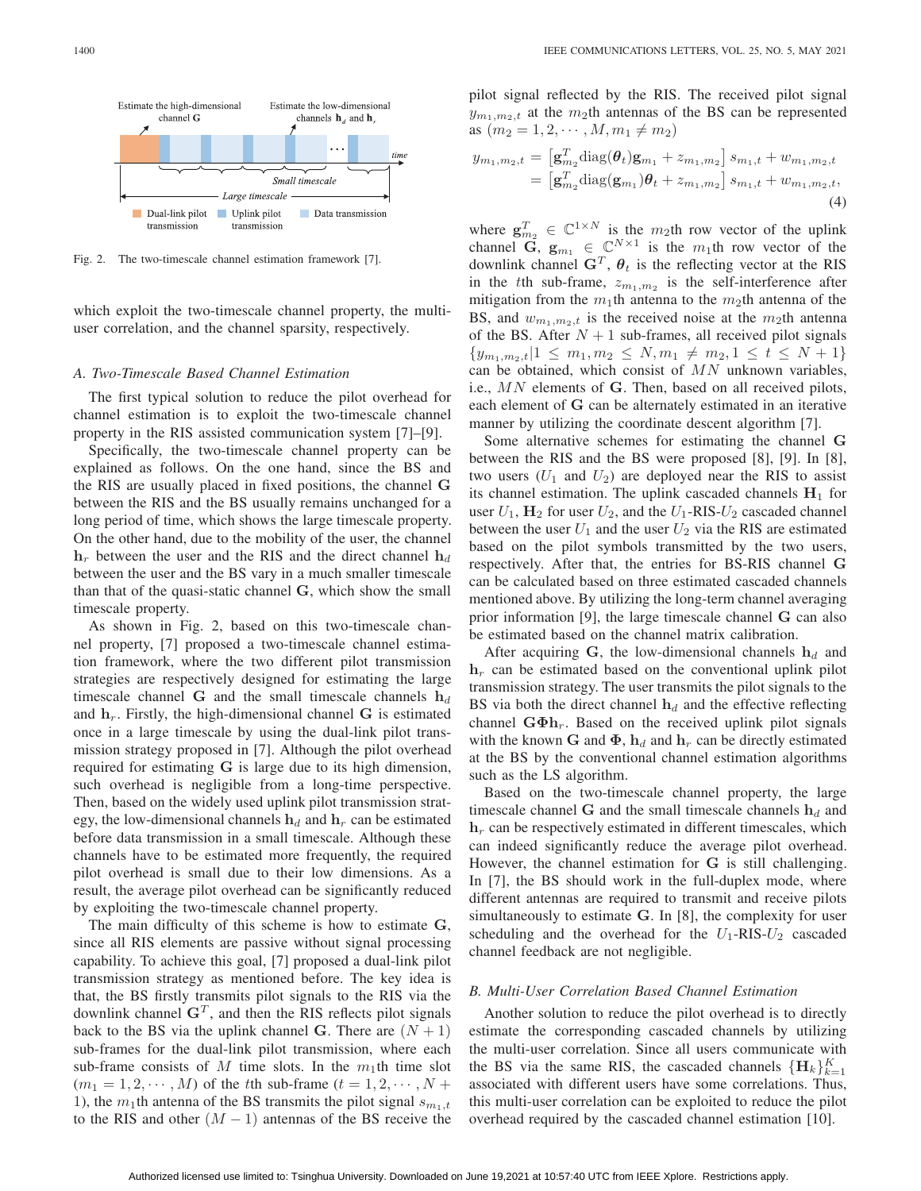Estimate the high-dimensional channel $\mathbf{G}$

Estimate the low-dimensional channels $\mathbf{h}_d$ and $\mathbf{h}_r$

time

Small timescale

Large timescale

Dual-link pilot transmission

Uplink pilot transmission

Data transmission

Fig. 2. The two-timescale channel estimation framework [7].

which exploit the two-timescale channel property, the multi-user correlation, and the channel sparsity, respectively.

### *A. Two-Timescale Based Channel Estimation*

The first typical solution to reduce the pilot overhead for channel estimation is to exploit the two-timescale channel property in the RIS assisted communication system [7]–[9].

Specifically, the two-timescale channel property can be explained as follows. On the one hand, since the BS and the RIS are usually placed in fixed positions, the channel $\mathbf{G}$ between the RIS and the BS usually remains unchanged for a long period of time, which shows the large timescale property. On the other hand, due to the mobility of the user, the channel $\mathbf{h}_r$ between the user and the RIS and the direct channel $\mathbf{h}_d$ between the user and the BS vary in a much smaller timescale than that of the quasi-static channel $\mathbf{G}$, which show the small timescale property.

As shown in Fig. 2, based on this two-timescale channel property, [7] proposed a two-timescale channel estimation framework, where the two different pilot transmission strategies are respectively designed for estimating the large timescale channel $\mathbf{G}$ and the small timescale channels $\mathbf{h}_d$ and $\mathbf{h}_r$. Firstly, the high-dimensional channel $\mathbf{G}$ is estimated once in a large timescale by using the dual-link pilot transmission strategy proposed in [7]. Although the pilot overhead required for estimating $\mathbf{G}$ is large due to its high dimension, such overhead is negligible from a long-time perspective. Then, based on the widely used uplink pilot transmission strategy, the low-dimensional channels $\mathbf{h}_d$ and $\mathbf{h}_r$ can be estimated before data transmission in a small timescale. Although these channels have to be estimated more frequently, the required pilot overhead is small due to their low dimensions. As a result, the average pilot overhead can be significantly reduced by exploiting the two-timescale channel property.

The main difficulty of this scheme is how to estimate $\mathbf{G}$, since all RIS elements are passive without signal processing capability. To achieve this goal, [7] proposed a dual-link pilot transmission strategy as mentioned before. The key idea is that, the BS firstly transmits pilot signals to the RIS via the downlink channel $\mathbf{G}^T$, and then the RIS reflects pilot signals back to the BS via the uplink channel $\mathbf{G}$. There are $(N+1)$ sub-frames for the dual-link pilot transmission, where each sub-frame consists of $M$ time slots. In the $m_1$th time slot $(m_1 = 1, 2, \cdots, M)$ of the $t$th sub-frame $(t = 1, 2, \cdots, N+1)$, the $m_1$th antenna of the BS transmits the pilot signal $s_{m_1,t}$ to the RIS and other $(M-1)$ antennas of the BS receive the pilot signal reflected by the RIS. The received pilot signal $y_{m_1,m_2,t}$ at the $m_2$th antennas of the BS can be represented as $(m_2 = 1, 2, \cdots, M, m_1 \neq m_2)$

$$
\begin{aligned}
y_{m_1,m_2,t} &= \left[\mathbf{g}_{m_2}^T \mathrm{diag}(\boldsymbol{\theta}_t)\mathbf{g}_{m_1} + z_{m_1,m_2}\right] s_{m_1,t} + w_{m_1,m_2,t} \\
&= \left[\mathbf{g}_{m_2}^T \mathrm{diag}(\mathbf{g}_{m_1})\boldsymbol{\theta}_t + z_{m_1,m_2}\right] s_{m_1,t} + w_{m_1,m_2,t},
\end{aligned} \tag{4}
$$

where $\mathbf{g}_{m_2}^T \in \mathbb{C}^{1\times N}$ is the $m_2$th row vector of the uplink channel $\mathbf{G}$, $\mathbf{g}_{m_1} \in \mathbb{C}^{N\times 1}$ is the $m_1$th row vector of the downlink channel $\mathbf{G}^T$, $\boldsymbol{\theta}_t$ is the reflecting vector at the RIS in the $t$th sub-frame, $z_{m_1,m_2}$ is the self-interference after mitigation from the $m_1$th antenna to the $m_2$th antenna of the BS, and $w_{m_1,m_2,t}$ is the received noise at the $m_2$th antenna of the BS. After $N+1$ sub-frames, all received pilot signals $\{y_{m_1,m_2,t} | 1 \leq m_1, m_2 \leq N, m_1 \neq m_2, 1 \leq t \leq N+1\}$ can be obtained, which consist of $MN$ unknown variables, i.e., $MN$ elements of $\mathbf{G}$. Then, based on all received pilots, each element of $\mathbf{G}$ can be alternately estimated in an iterative manner by utilizing the coordinate descent algorithm [7].

Some alternative schemes for estimating the channel $\mathbf{G}$ between the RIS and the BS were proposed [8], [9]. In [8], two users ($U_1$ and $U_2$) are deployed near the RIS to assist its channel estimation. The uplink cascaded channels $\mathbf{H}_1$ for user $U_1$, $\mathbf{H}_2$ for user $U_2$, and the $U_1$-RIS-$U_2$ cascaded channel between the user $U_1$ and the user $U_2$ via the RIS are estimated based on the pilot symbols transmitted by the two users, respectively. After that, the entries for BS-RIS channel $\mathbf{G}$ can be calculated based on three estimated cascaded channels mentioned above. By utilizing the long-term channel averaging prior information [9], the large timescale channel $\mathbf{G}$ can also be estimated based on the channel matrix calibration.

After acquiring $\mathbf{G}$, the low-dimensional channels $\mathbf{h}_d$ and $\mathbf{h}_r$ can be estimated based on the conventional uplink pilot transmission strategy. The user transmits the pilot signals to the BS via both the direct channel $\mathbf{h}_d$ and the effective reflecting channel $\mathbf{G}\boldsymbol{\Phi}\mathbf{h}_r$. Based on the received uplink pilot signals with the known $\mathbf{G}$ and $\boldsymbol{\Phi}$, $\mathbf{h}_d$ and $\mathbf{h}_r$ can be directly estimated at the BS by the conventional channel estimation algorithms such as the LS algorithm.

Based on the two-timescale channel property, the large timescale channel $\mathbf{G}$ and the small timescale channels $\mathbf{h}_d$ and $\mathbf{h}_r$ can be respectively estimated in different timescales, which can indeed significantly reduce the average pilot overhead. However, the channel estimation for $\mathbf{G}$ is still challenging. In [7], the BS should work in the full-duplex mode, where different antennas are required to transmit and receive pilots simultaneously to estimate $\mathbf{G}$. In [8], the complexity for user scheduling and the overhead for the $U_1$-RIS-$U_2$ cascaded channel feedback are not negligible.

### *B. Multi-User Correlation Based Channel Estimation*

Another solution to reduce the pilot overhead is to directly estimate the corresponding cascaded channels by utilizing the multi-user correlation. Since all users communicate with the BS via the same RIS, the cascaded channels $\{\mathbf{H}_k\}_{k=1}^K$ associated with different users have some correlations. Thus, this multi-user correlation can be exploited to reduce the pilot overhead required by the cascaded channel estimation [10].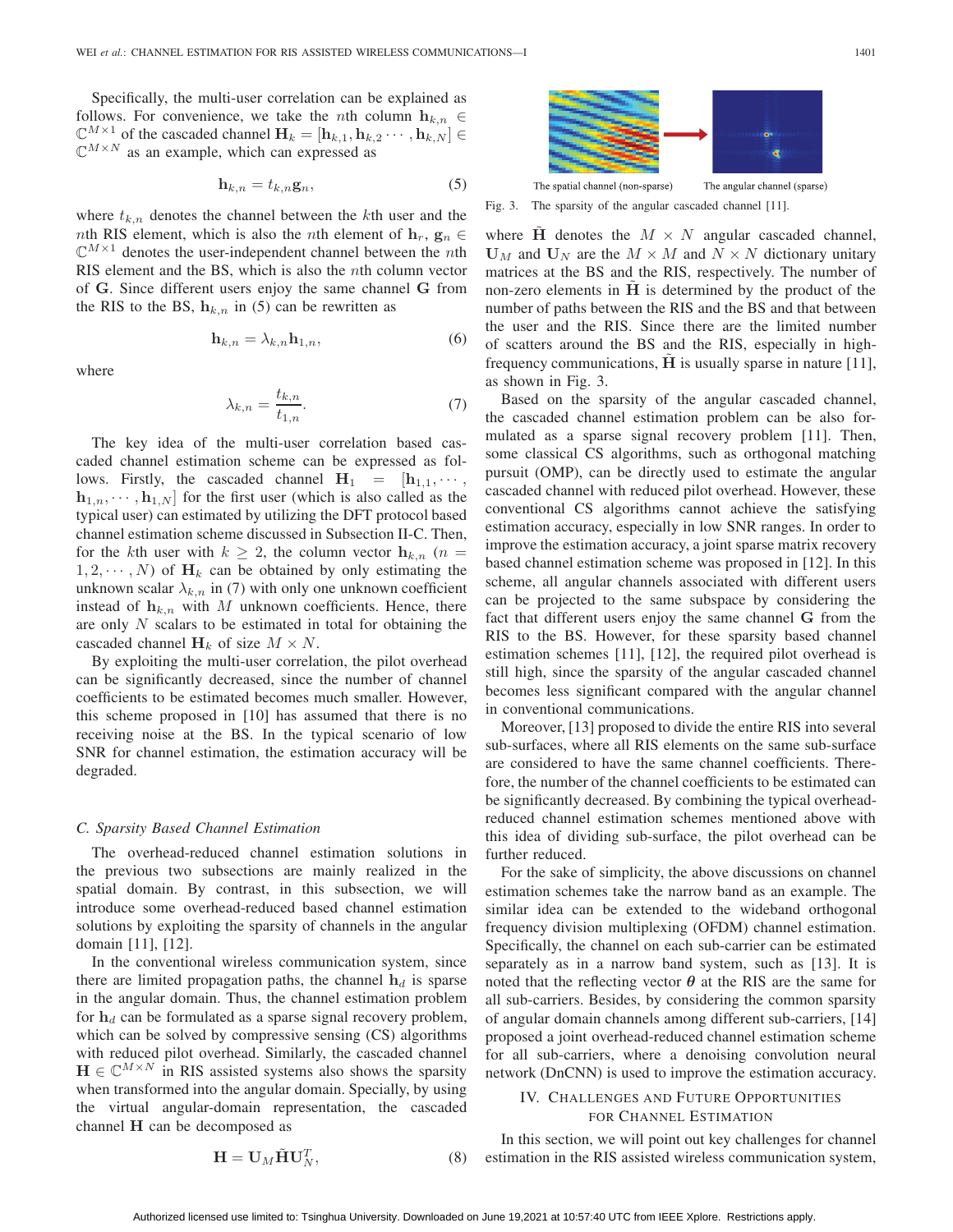Specifically, the multi-user correlation can be explained as follows. For convenience, we take the $n$th column $\mathbf{h}_{k,n} \in \mathbb{C}^{M\times 1}$ of the cascaded channel $\mathbf{H}_k = [\mathbf{h}_{k,1}, \mathbf{h}_{k,2} \cdots, \mathbf{h}_{k,N}] \in \mathbb{C}^{M\times N}$ as an example, which can expressed as

$$\mathbf{h}_{k,n} = t_{k,n}\mathbf{g}_n, \tag{5}$$

where $t_{k,n}$ denotes the channel between the $k$th user and the $n$th RIS element, which is also the $n$th element of $\mathbf{h}_r$, $\mathbf{g}_n \in \mathbb{C}^{M\times 1}$ denotes the user-independent channel between the $n$th RIS element and the BS, which is also the $n$th column vector of $\mathbf{G}$. Since different users enjoy the same channel $\mathbf{G}$ from the RIS to the BS, $\mathbf{h}_{k,n}$ in (5) can be rewritten as

$$\mathbf{h}_{k,n} = \lambda_{k,n}\mathbf{h}_{1,n}, \tag{6}$$

where

$$\lambda_{k,n} = \frac{t_{k,n}}{t_{1,n}}. \tag{7}$$

The key idea of the multi-user correlation based cascaded channel estimation scheme can be expressed as follows. Firstly, the cascaded channel $\mathbf{H}_1 = [\mathbf{h}_{1,1}, \cdots, \mathbf{h}_{1,n}, \cdots, \mathbf{h}_{1,N}]$ for the first user (which is also called as the typical user) can estimated by utilizing the DFT protocol based channel estimation scheme discussed in Subsection II-C. Then, for the $k$th user with $k \geq 2$, the column vector $\mathbf{h}_{k,n}$ ($n = 1, 2, \cdots, N$) of $\mathbf{H}_k$ can be obtained by only estimating the unknown scalar $\lambda_{k,n}$ in (7) with only one unknown coefficient instead of $\mathbf{h}_{k,n}$ with $M$ unknown coefficients. Hence, there are only $N$ scalars to be estimated in total for obtaining the cascaded channel $\mathbf{H}_k$ of size $M \times N$.

By exploiting the multi-user correlation, the pilot overhead can be significantly decreased, since the number of channel coefficients to be estimated becomes much smaller. However, this scheme proposed in [10] has assumed that there is no receiving noise at the BS. In the typical scenario of low SNR for channel estimation, the estimation accuracy will be degraded.

### C. Sparsity Based Channel Estimation

The overhead-reduced channel estimation solutions in the previous two subsections are mainly realized in the spatial domain. By contrast, in this subsection, we will introduce some overhead-reduced based channel estimation solutions by exploiting the sparsity of channels in the angular domain [11], [12].

In the conventional wireless communication system, since there are limited propagation paths, the channel $\mathbf{h}_d$ is sparse in the angular domain. Thus, the channel estimation problem for $\mathbf{h}_d$ can be formulated as a sparse signal recovery problem, which can be solved by compressive sensing (CS) algorithms with reduced pilot overhead. Similarly, the cascaded channel $\mathbf{H} \in \mathbb{C}^{M\times N}$ in RIS assisted systems also shows the sparsity when transformed into the angular domain. Specially, by using the virtual angular-domain representation, the cascaded channel $\mathbf{H}$ can be decomposed as

$$\mathbf{H} = \mathbf{U}_M\tilde{\mathbf{H}}\mathbf{U}_N^T, \tag{8}$$

The spatial channel (non-sparse) The angular channel (sparse)

Fig. 3. The sparsity of the angular cascaded channel [11].

where $\tilde{\mathbf{H}}$ denotes the $M \times N$ angular cascaded channel, $\mathbf{U}_M$ and $\mathbf{U}_N$ are the $M \times M$ and $N \times N$ dictionary unitary matrices at the BS and the RIS, respectively. The number of non-zero elements in $\tilde{\mathbf{H}}$ is determined by the product of the number of paths between the RIS and the BS and that between the user and the RIS. Since there are the limited number of scatters around the BS and the RIS, especially in high-frequency communications, $\tilde{\mathbf{H}}$ is usually sparse in nature [11], as shown in Fig. 3.

Based on the sparsity of the angular cascaded channel, the cascaded channel estimation problem can be also formulated as a sparse signal recovery problem [11]. Then, some classical CS algorithms, such as orthogonal matching pursuit (OMP), can be directly used to estimate the angular cascaded channel with reduced pilot overhead. However, these conventional CS algorithms cannot achieve the satisfying estimation accuracy, especially in low SNR ranges. In order to improve the estimation accuracy, a joint sparse matrix recovery based channel estimation scheme was proposed in [12]. In this scheme, all angular channels associated with different users can be projected to the same subspace by considering the fact that different users enjoy the same channel $\mathbf{G}$ from the RIS to the BS. However, for these sparsity based channel estimation schemes [11], [12], the required pilot overhead is still high, since the sparsity of the angular cascaded channel becomes less significant compared with the angular channel in conventional communications.

Moreover, [13] proposed to divide the entire RIS into several sub-surfaces, where all RIS elements on the same sub-surface are considered to have the same channel coefficients. Therefore, the number of the channel coefficients to be estimated can be significantly decreased. By combining the typical overhead-reduced channel estimation schemes mentioned above with this idea of dividing sub-surface, the pilot overhead can be further reduced.

For the sake of simplicity, the above discussions on channel estimation schemes take the narrow band as an example. The similar idea can be extended to the wideband orthogonal frequency division multiplexing (OFDM) channel estimation. Specifically, the channel on each sub-carrier can be estimated separately as in a narrow band system, such as [13]. It is noted that the reflecting vector $\boldsymbol{\theta}$ at the RIS are the same for all sub-carriers. Besides, by considering the common sparsity of angular domain channels among different sub-carriers, [14] proposed a joint overhead-reduced channel estimation scheme for all sub-carriers, where a denoising convolution neural network (DnCNN) is used to improve the estimation accuracy.

## IV. Challenges and Future Opportunities for Channel Estimation

In this section, we will point out key challenges for channel estimation in the RIS assisted wireless communication system,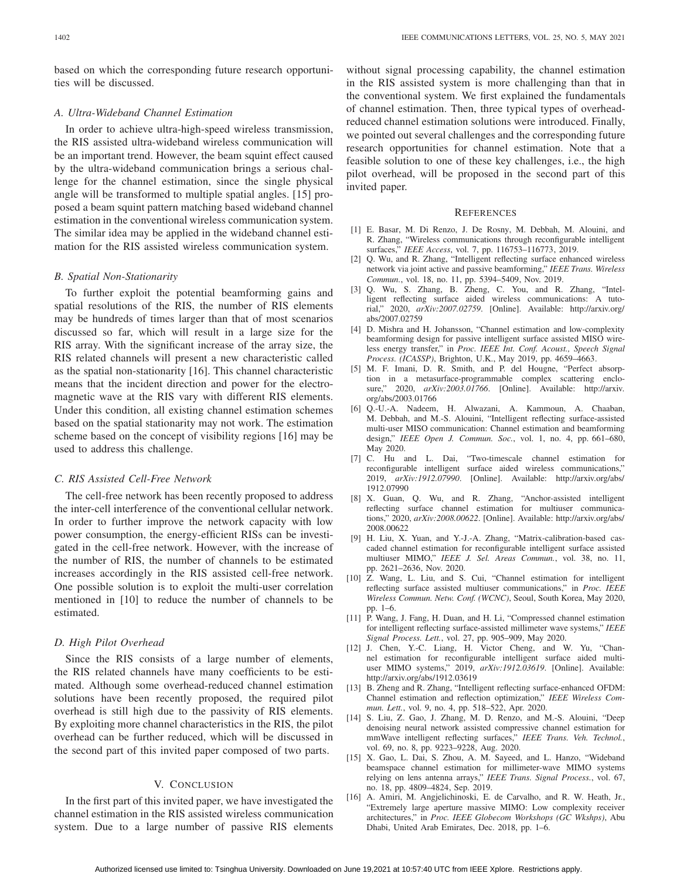based on which the corresponding future research opportunities will be discussed.

### A. Ultra-Wideband Channel Estimation

In order to achieve ultra-high-speed wireless transmission, the RIS assisted ultra-wideband wireless communication will be an important trend. However, the beam squint effect caused by the ultra-wideband communication brings a serious challenge for the channel estimation, since the single physical angle will be transformed to multiple spatial angles. [15] proposed a beam squint pattern matching based wideband channel estimation in the conventional wireless communication system. The similar idea may be applied in the wideband channel estimation for the RIS assisted wireless communication system.

### B. Spatial Non-Stationarity

To further exploit the potential beamforming gains and spatial resolutions of the RIS, the number of RIS elements may be hundreds of times larger than that of most scenarios discussed so far, which will result in a large size for the RIS array. With the significant increase of the array size, the RIS related channels will present a new characteristic called as the spatial non-stationarity [16]. This channel characteristic means that the incident direction and power for the electromagnetic wave at the RIS vary with different RIS elements. Under this condition, all existing channel estimation schemes based on the spatial stationarity may not work. The estimation scheme based on the concept of visibility regions [16] may be used to address this challenge.

### C. RIS Assisted Cell-Free Network

The cell-free network has been recently proposed to address the inter-cell interference of the conventional cellular network. In order to further improve the network capacity with low power consumption, the energy-efficient RISs can be investigated in the cell-free network. However, with the increase of the number of RIS, the number of channels to be estimated increases accordingly in the RIS assisted cell-free network. One possible solution is to exploit the multi-user correlation mentioned in [10] to reduce the number of channels to be estimated.

### D. High Pilot Overhead

Since the RIS consists of a large number of elements, the RIS related channels have many coefficients to be estimated. Although some overhead-reduced channel estimation solutions have been recently proposed, the required pilot overhead is still high due to the passivity of RIS elements. By exploiting more channel characteristics in the RIS, the pilot overhead can be further reduced, which will be discussed in the second part of this invited paper composed of two parts.

## V. Conclusion

In the first part of this invited paper, we have investigated the channel estimation in the RIS assisted wireless communication system. Due to a large number of passive RIS elements without signal processing capability, the channel estimation in the RIS assisted system is more challenging than that in the conventional system. We first explained the fundamentals of channel estimation. Then, three typical types of overhead-reduced channel estimation solutions were introduced. Finally, we pointed out several challenges and the corresponding future research opportunities for channel estimation. Note that a feasible solution to one of these key challenges, i.e., the high pilot overhead, will be proposed in the second part of this invited paper.

## References

[1] E. Basar, M. Di Renzo, J. De Rosny, M. Debbah, M. Alouini, and R. Zhang, "Wireless communications through reconfigurable intelligent surfaces," *IEEE Access*, vol. 7, pp. 116753–116773, 2019.

[2] Q. Wu and R. Zhang, "Intelligent reflecting surface enhanced wireless network via joint active and passive beamforming," *IEEE Trans. Wireless Commun.*, vol. 18, no. 11, pp. 5394–5409, Nov. 2019.

[3] Q. Wu, S. Zhang, B. Zheng, C. You, and R. Zhang, "Intelligent reflecting surface aided wireless communications: A tutorial," 2020, *arXiv:2007.02759*. [Online]. Available: http://arxiv.org/abs/2007.02759

[4] D. Mishra and H. Johansson, "Channel estimation and low-complexity beamforming design for passive intelligent surface assisted MISO wireless energy transfer," in *Proc. IEEE Int. Conf. Acoust., Speech Signal Process. (ICASSP)*, Brighton, U.K., May 2019, pp. 4659–4663.

[5] M. F. Imani, D. R. Smith, and P. del Hougne, "Perfect absorption in a metasurface-programmable complex scattering enclosure," 2020, *arXiv:2003.01766*. [Online]. Available: http://arxiv.org/abs/2003.01766

[6] Q.-U.-A. Nadeem, H. Alwazani, A. Kammoun, A. Chaaban, M. Debbah, and M.-S. Alouini, "Intelligent reflecting surface-assisted multi-user MISO communication: Channel estimation and beamforming design," *IEEE Open J. Commun. Soc.*, vol. 1, no. 4, pp. 661–680, May 2020.

[7] C. Hu and L. Dai, "Two-timescale channel estimation for reconfigurable intelligent surface aided wireless communications," 2019, *arXiv:1912.07990*. [Online]. Available: http://arxiv.org/abs/1912.07990

[8] X. Guan, Q. Wu, and R. Zhang, "Anchor-assisted intelligent reflecting surface channel estimation for multiuser communications," 2020, *arXiv:2008.00622*. [Online]. Available: http://arxiv.org/abs/2008.00622

[9] H. Liu, X. Yuan, and Y.-J.-A. Zhang, "Matrix-calibration-based cascaded channel estimation for reconfigurable intelligent surface assisted multiuser MIMO," *IEEE J. Sel. Areas Commun.*, vol. 38, no. 11, pp. 2621–2636, Nov. 2020.

[10] Z. Wang, L. Liu, and S. Cui, "Channel estimation for intelligent reflecting surface assisted multiuser communications," in *Proc. IEEE Wireless Commun. Netw. Conf. (WCNC)*, Seoul, South Korea, May 2020, pp. 1–6.

[11] P. Wang, J. Fang, H. Duan, and H. Li, "Compressed channel estimation for intelligent reflecting surface-assisted millimeter wave systems," *IEEE Signal Process. Lett.*, vol. 27, pp. 905–909, May 2020.

[12] J. Chen, Y.-C. Liang, H. Victor Cheng, and W. Yu, "Channel estimation for reconfigurable intelligent surface aided multi-user MIMO systems," 2019, *arXiv:1912.03619*. [Online]. Available: http://arxiv.org/abs/1912.03619

[13] B. Zheng and R. Zhang, "Intelligent reflecting surface-enhanced OFDM: Channel estimation and reflection optimization," *IEEE Wireless Commun. Lett.*, vol. 9, no. 4, pp. 518–522, Apr. 2020.

[14] S. Liu, Z. Gao, J. Zhang, M. D. Renzo, and M.-S. Alouini, "Deep denoising neural network assisted compressive channel estimation for mmWave intelligent reflecting surfaces," *IEEE Trans. Veh. Technol.*, vol. 69, no. 8, pp. 9223–9228, Aug. 2020.

[15] X. Gao, L. Dai, S. Zhou, A. M. Sayeed, and L. Hanzo, "Wideband beamspace channel estimation for millimeter-wave MIMO systems relying on lens antenna arrays," *IEEE Trans. Signal Process.*, vol. 67, no. 18, pp. 4809–4824, Sep. 2019.

[16] A. Amiri, M. Angjelichinoski, E. de Carvalho, and R. W. Heath, Jr., "Extremely large aperture massive MIMO: Low complexity receiver architectures," in *Proc. IEEE Globecom Workshops (GC Wkshps)*, Abu Dhabi, United Arab Emirates, Dec. 2018, pp. 1–6.